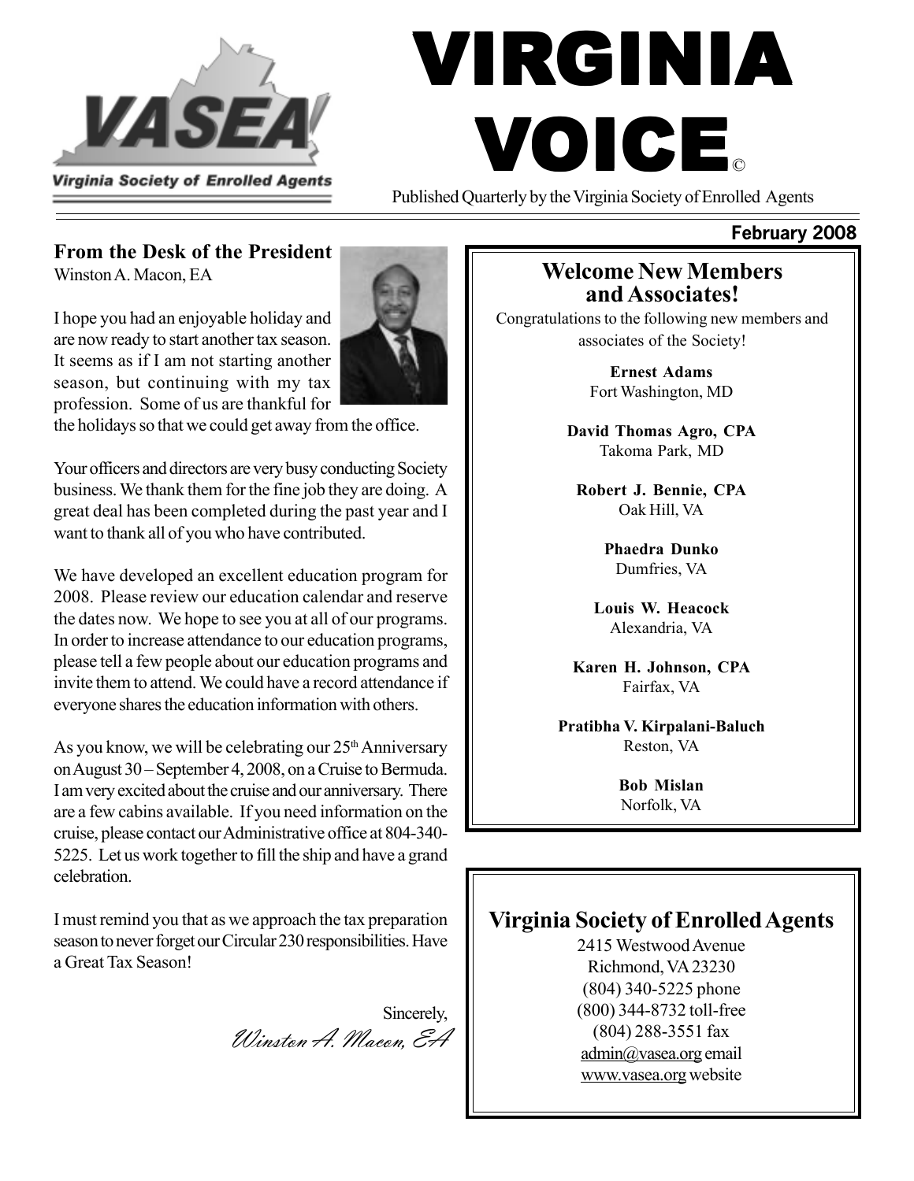# VIRGINIA VOICE©

Virginia Society of Enrolled Agents

Published Quarterly by the Virginia Society of Enrolled Agents

**February 2008**

## From the Desk of the President

Winston A. Macon, EA

I hope you had an enjoyable holiday and are now ready to start another tax season. It seems as if I am not starting another season, but continuing with my tax profession. Some of us are thankful for the holidays so that we could get away from the office.

Your officers and directors are very busy conducting Society business. We thank them for the fine job they are doing. A great deal has been completed during the past year and I want to thank all of you who have contributed.

We have developed an excellent education program for 2008. Please review our education calendar and reserve the dates now. We hope to see you at all of our programs. In order to increase attendance to our education programs, please tell a few people about our education programs and invite them to attend. We could have a record attendance if everyone shares the education information with others.

As you know, we will be celebrating our 25th Anniversary on August 30 – September 4, 2008, on a Cruise to Bermuda. I am very excited about the cruise and our anniversary. There are a few cabins available. If you need information on the cruise, please contact our Administrative office at 804-340-5225. Let us work together to fill the ship and have a grand celebration.

I must remind you that as we approach the tax preparation season to never forget our Circular 230 responsibilities. Have a Great Tax Season!

Sincerely,

*Winston A. Macon, EA*

## Welcome New Members and Associates!

Congratulations to the following new members and associates of the Society!

**Ernest Adams**
Fort Washington, MD

**David Thomas Agro, CPA**
Takoma Park, MD

**Robert J. Bennie, CPA**
Oak Hill, VA

**Phaedra Dunko**
Dumfries, VA

**Louis W. Heacock**
Alexandria, VA

**Karen H. Johnson, CPA**
Fairfax, VA

**Pratibha V. Kirpalani-Baluch**
Reston, VA

**Bob Mislan**
Norfolk, VA

## Virginia Society of Enrolled Agents

2415 Westwood Avenue
Richmond, VA 23230
(804) 340-5225 phone
(800) 344-8732 toll-free
(804) 288-3551 fax
admin@vasea.org email
www.vasea.org website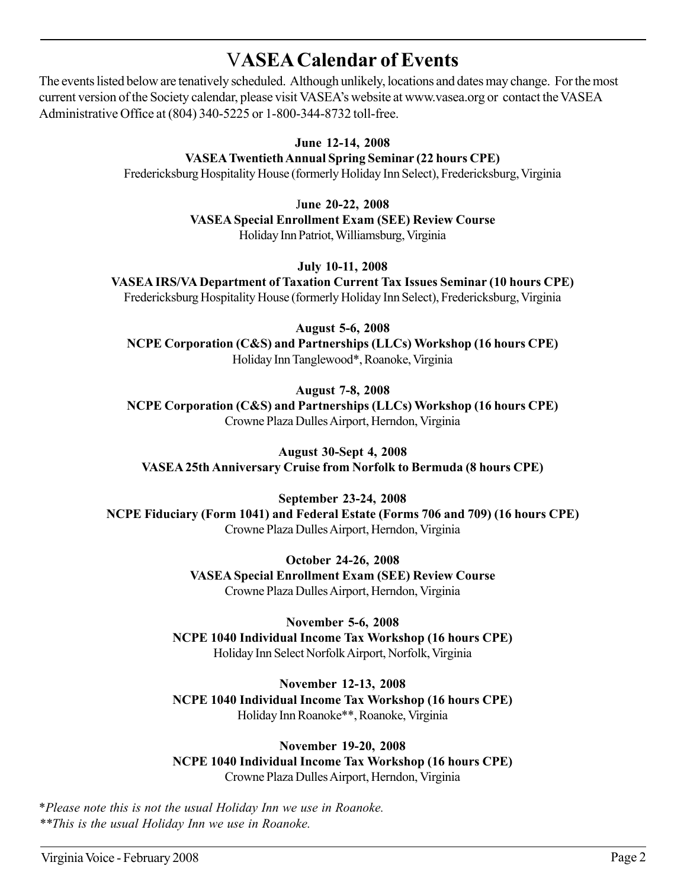# VASEA Calendar of Events

The events listed below are tenatively scheduled. Although unlikely, locations and dates may change. For the most current version of the Society calendar, please visit VASEA's website at www.vasea.org or contact the VASEA Administrative Office at (804) 340-5225 or 1-800-344-8732 toll-free.

**June 12-14, 2008**
**VASEA Twentieth Annual Spring Seminar (22 hours CPE)**
Fredericksburg Hospitality House (formerly Holiday Inn Select), Fredericksburg, Virginia

**June 20-22, 2008**
**VASEA Special Enrollment Exam (SEE) Review Course**
Holiday Inn Patriot, Williamsburg, Virginia

**July 10-11, 2008**
**VASEA IRS/VA Department of Taxation Current Tax Issues Seminar (10 hours CPE)**
Fredericksburg Hospitality House (formerly Holiday Inn Select), Fredericksburg, Virginia

**August 5-6, 2008**
**NCPE Corporation (C&S) and Partnerships (LLCs) Workshop (16 hours CPE)**
Holiday Inn Tanglewood*, Roanoke, Virginia

**August 7-8, 2008**
**NCPE Corporation (C&S) and Partnerships (LLCs) Workshop (16 hours CPE)**
Crowne Plaza Dulles Airport, Herndon, Virginia

**August 30-Sept 4, 2008**
**VASEA 25th Anniversary Cruise from Norfolk to Bermuda (8 hours CPE)**

**September 23-24, 2008**
**NCPE Fiduciary (Form 1041) and Federal Estate (Forms 706 and 709) (16 hours CPE)**
Crowne Plaza Dulles Airport, Herndon, Virginia

**October 24-26, 2008**
**VASEA Special Enrollment Exam (SEE) Review Course**
Crowne Plaza Dulles Airport, Herndon, Virginia

**November 5-6, 2008**
**NCPE 1040 Individual Income Tax Workshop (16 hours CPE)**
Holiday Inn Select Norfolk Airport, Norfolk, Virginia

**November 12-13, 2008**
**NCPE 1040 Individual Income Tax Workshop (16 hours CPE)**
Holiday Inn Roanoke**, Roanoke, Virginia

**November 19-20, 2008**
**NCPE 1040 Individual Income Tax Workshop (16 hours CPE)**
Crowne Plaza Dulles Airport, Herndon, Virginia

**Please note this is not the usual Holiday Inn we use in Roanoke.*
***This is the usual Holiday Inn we use in Roanoke.*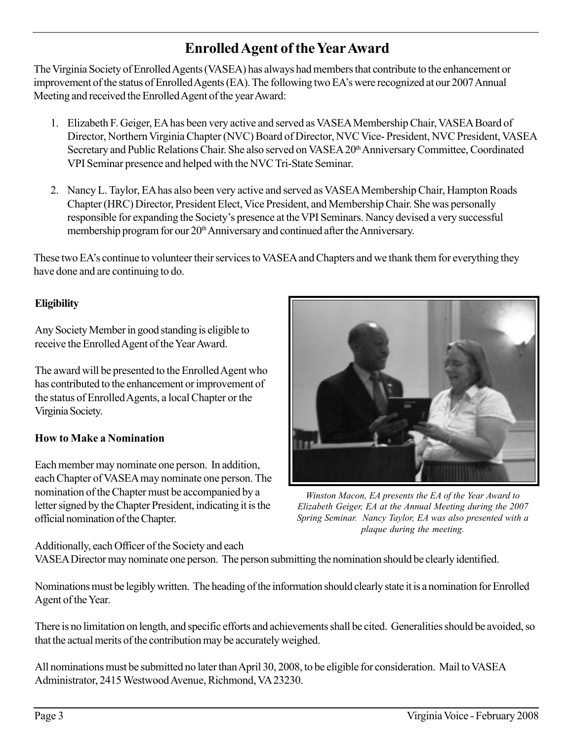## Enrolled Agent of the Year Award

The Virginia Society of Enrolled Agents (VASEA) has always had members that contribute to the enhancement or improvement of the status of Enrolled Agents (EA). The following two EA's were recognized at our 2007 Annual Meeting and received the Enrolled Agent of the year Award:

1. Elizabeth F. Geiger, EA has been very active and served as VASEA Membership Chair, VASEA Board of Director, Northern Virginia Chapter (NVC) Board of Director, NVC Vice- President, NVC President, VASEA Secretary and Public Relations Chair. She also served on VASEA 20th Anniversary Committee, Coordinated VPI Seminar presence and helped with the NVC Tri-State Seminar.

2. Nancy L. Taylor, EA has also been very active and served as VASEA Membership Chair, Hampton Roads Chapter (HRC) Director, President Elect, Vice President, and Membership Chair. She was personally responsible for expanding the Society's presence at the VPI Seminars. Nancy devised a very successful membership program for our 20th Anniversary and continued after the Anniversary.

These two EA's continue to volunteer their services to VASEA and Chapters and we thank them for everything they have done and are continuing to do.

**Eligibility**

Any Society Member in good standing is eligible to receive the Enrolled Agent of the Year Award.

The award will be presented to the Enrolled Agent who has contributed to the enhancement or improvement of the status of Enrolled Agents, a local Chapter or the Virginia Society.

*Winston Macon, EA presents the EA of the Year Award to Elizabeth Geiger, EA at the Annual Meeting during the 2007 Spring Seminar. Nancy Taylor, EA was also presented with a plaque during the meeting.*

**How to Make a Nomination**

Each member may nominate one person. In addition, each Chapter of VASEA may nominate one person. The nomination of the Chapter must be accompanied by a letter signed by the Chapter President, indicating it is the official nomination of the Chapter.

Additionally, each Officer of the Society and each VASEA Director may nominate one person. The person submitting the nomination should be clearly identified.

Nominations must be legibly written. The heading of the information should clearly state it is a nomination for Enrolled Agent of the Year.

There is no limitation on length, and specific efforts and achievements shall be cited. Generalities should be avoided, so that the actual merits of the contribution may be accurately weighed.

All nominations must be submitted no later than April 30, 2008, to be eligible for consideration. Mail to VASEA Administrator, 2415 Westwood Avenue, Richmond, VA 23230.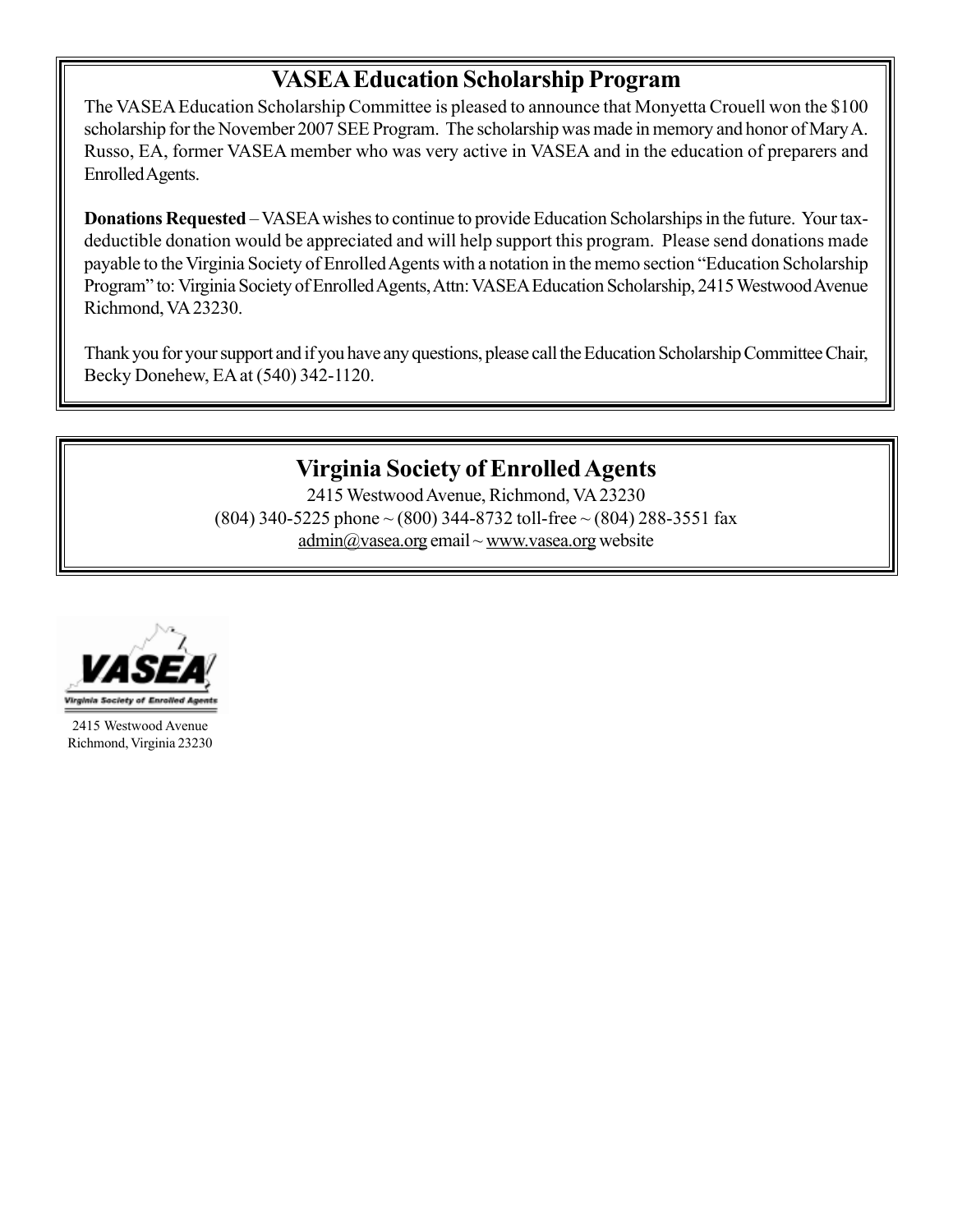## VASEA Education Scholarship Program

The VASEA Education Scholarship Committee is pleased to announce that Monyetta Crouell won the $100 scholarship for the November 2007 SEE Program. The scholarship was made in memory and honor of Mary A. Russo, EA, former VASEA member who was very active in VASEA and in the education of preparers and Enrolled Agents.

**Donations Requested** – VASEA wishes to continue to provide Education Scholarships in the future. Your tax-deductible donation would be appreciated and will help support this program. Please send donations made payable to the Virginia Society of Enrolled Agents with a notation in the memo section "Education Scholarship Program" to: Virginia Society of Enrolled Agents, Attn: VASEA Education Scholarship, 2415 Westwood Avenue Richmond, VA 23230.

Thank you for your support and if you have any questions, please call the Education Scholarship Committee Chair, Becky Donehew, EA at (540) 342-1120.

## Virginia Society of Enrolled Agents

2415 Westwood Avenue, Richmond, VA 23230
(804) 340-5225 phone ~ (800) 344-8732 toll-free ~ (804) 288-3551 fax
admin@vasea.org email ~ www.vasea.org website

VASEA
Virginia Society of Enrolled Agents

2415 Westwood Avenue
Richmond, Virginia 23230